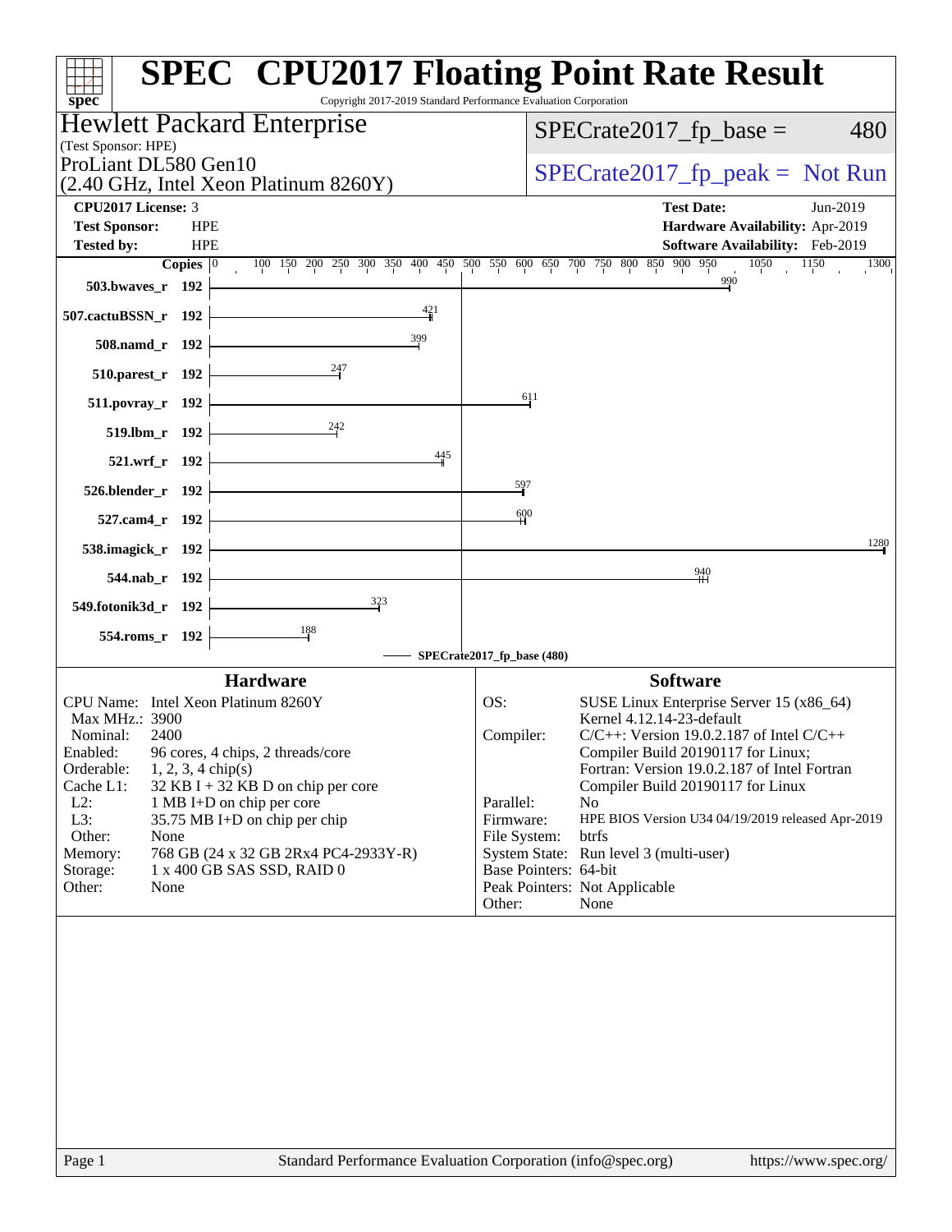# SPEC CPU2017 Floating Point Rate Result

Copyright 2017-2019 Standard Performance Evaluation Corporation

**Hewlett Packard Enterprise**
(Test Sponsor: HPE)
ProLiant DL580 Gen10
(2.40 GHz, Intel Xeon Platinum 8260Y)

SPECrate2017_fp_base = 480

SPECrate2017_fp_peak = Not Run

| | | | |
|---|---|---|---|
| **CPU2017 License:** | 3 | **Test Date:** | Jun-2019 |
| **Test Sponsor:** | HPE | **Hardware Availability:** | Apr-2019 |
| **Tested by:** | HPE | **Software Availability:** | Feb-2019 |

| Benchmark | Copies | SPECrate2017_fp_base (480) |
|---|---|---|
| 503.bwaves_r | 192 | 990 |
| 507.cactuBSSN_r | 192 | 421 |
| 508.namd_r | 192 | 399 |
| 510.parest_r | 192 | 247 |
| 511.povray_r | 192 | 611 |
| 519.lbm_r | 192 | 242 |
| 521.wrf_r | 192 | 445 |
| 526.blender_r | 192 | 597 |
| 527.cam4_r | 192 | 600 |
| 538.imagick_r | 192 | 1280 |
| 544.nab_r | 192 | 940 |
| 549.fotonik3d_r | 192 | 323 |
| 554.roms_r | 192 | 188 |

## Hardware

| | |
|---|---|
| CPU Name: | Intel Xeon Platinum 8260Y |
| Max MHz.: | 3900 |
| Nominal: | 2400 |
| Enabled: | 96 cores, 4 chips, 2 threads/core |
| Orderable: | 1, 2, 3, 4 chip(s) |
| Cache L1: | 32 KB I + 32 KB D on chip per core |
| L2: | 1 MB I+D on chip per core |
| L3: | 35.75 MB I+D on chip per chip |
| Other: | None |
| Memory: | 768 GB (24 x 32 GB 2Rx4 PC4-2933Y-R) |
| Storage: | 1 x 400 GB SAS SSD, RAID 0 |
| Other: | None |

## Software

| | |
|---|---|
| OS: | SUSE Linux Enterprise Server 15 (x86_64) Kernel 4.12.14-23-default |
| Compiler: | C/C++: Version 19.0.2.187 of Intel C/C++ Compiler Build 20190117 for Linux; Fortran: Version 19.0.2.187 of Intel Fortran Compiler Build 20190117 for Linux |
| Parallel: | No |
| Firmware: | HPE BIOS Version U34 04/19/2019 released Apr-2019 |
| File System: | btrfs |
| System State: | Run level 3 (multi-user) |
| Base Pointers: | 64-bit |
| Peak Pointers: | Not Applicable |
| Other: | None |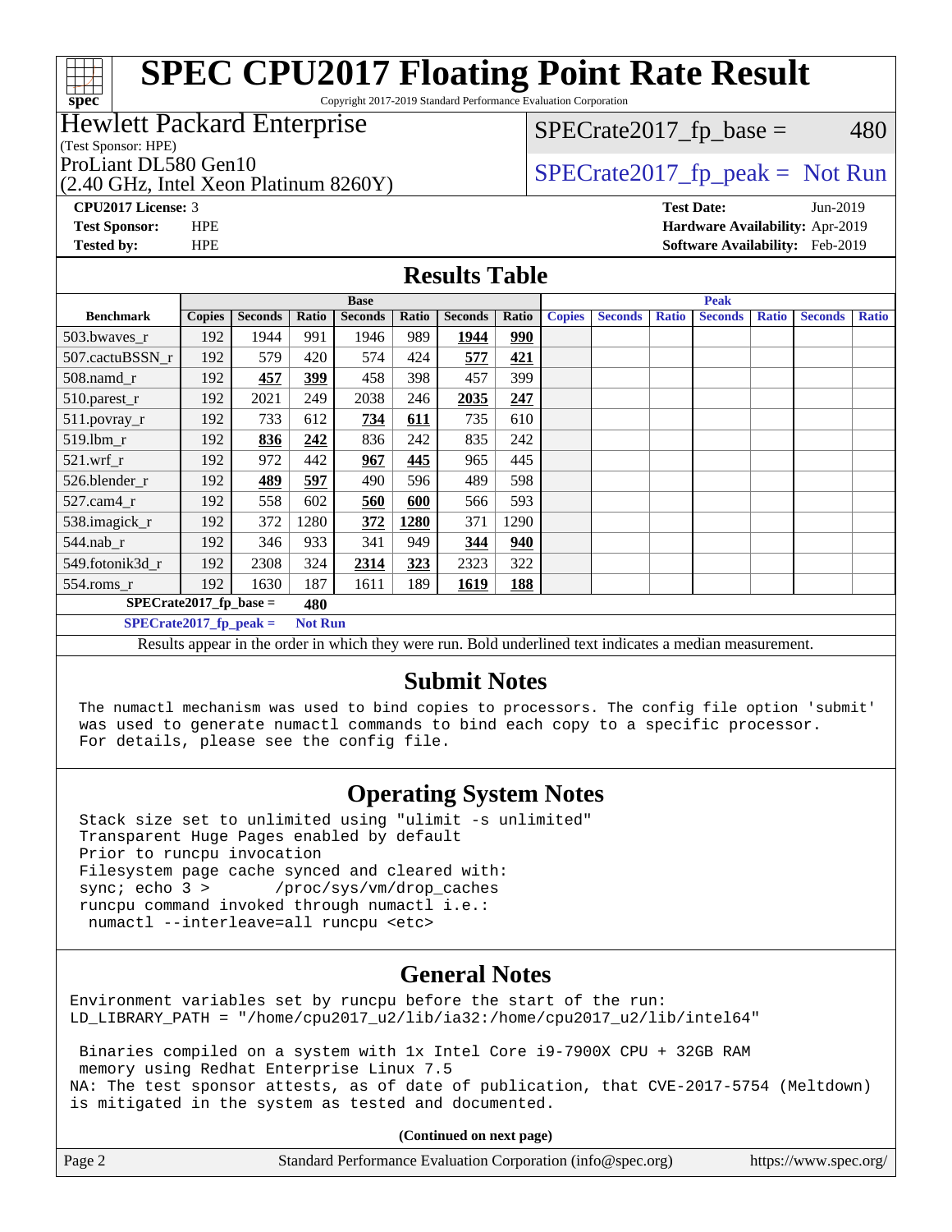# SPEC CPU2017 Floating Point Rate Result

Copyright 2017-2019 Standard Performance Evaluation Corporation

**Hewlett Packard Enterprise**
(Test Sponsor: HPE)
ProLiant DL580 Gen10
(2.40 GHz, Intel Xeon Platinum 8260Y)

SPECrate2017_fp_base = 480

SPECrate2017_fp_peak = Not Run

**CPU2017 License:** 3
**Test Sponsor:** HPE
**Tested by:** HPE

**Test Date:** Jun-2019
**Hardware Availability:** Apr-2019
**Software Availability:** Feb-2019

## Results Table

| | Base | | | | | | | Peak | | | | | | |
|---|---|---|---|---|---|---|---|---|---|---|---|---|---|---|
| **Benchmark** | **Copies** | **Seconds** | **Ratio** | **Seconds** | **Ratio** | **Seconds** | **Ratio** | **Copies** | **Seconds** | **Ratio** | **Seconds** | **Ratio** | **Seconds** | **Ratio** |
| 503.bwaves_r | 192 | 1944 | 991 | 1946 | 989 | **1944** | **990** | | | | | | | |
| 507.cactuBSSN_r | 192 | 579 | 420 | 574 | 424 | **577** | **421** | | | | | | | |
| 508.namd_r | 192 | **457** | **399** | 458 | 398 | 457 | 399 | | | | | | | |
| 510.parest_r | 192 | 2021 | 249 | 2038 | 246 | **2035** | **247** | | | | | | | |
| 511.povray_r | 192 | 733 | 612 | **734** | **611** | 735 | 610 | | | | | | | |
| 519.lbm_r | 192 | **836** | **242** | 836 | 242 | 835 | 242 | | | | | | | |
| 521.wrf_r | 192 | 972 | 442 | **967** | **445** | 965 | 445 | | | | | | | |
| 526.blender_r | 192 | **489** | **597** | 490 | 596 | 489 | 598 | | | | | | | |
| 527.cam4_r | 192 | 558 | 602 | **560** | **600** | 566 | 593 | | | | | | | |
| 538.imagick_r | 192 | 372 | 1280 | **372** | **1280** | 371 | 1290 | | | | | | | |
| 544.nab_r | 192 | 346 | 933 | 341 | 949 | **344** | **940** | | | | | | | |
| 549.fotonik3d_r | 192 | 2308 | 324 | **2314** | **323** | 2323 | 322 | | | | | | | |
| 554.roms_r | 192 | 1630 | 187 | 1611 | 189 | **1619** | **188** | | | | | | | |

**SPECrate2017_fp_base = 480**

**SPECrate2017_fp_peak = Not Run**

Results appear in the order in which they were run. Bold underlined text indicates a median measurement.

## Submit Notes

```
The numactl mechanism was used to bind copies to processors. The config file option 'submit'
was used to generate numactl commands to bind each copy to a specific processor.
For details, please see the config file.
```

## Operating System Notes

```
Stack size set to unlimited using "ulimit -s unlimited"
Transparent Huge Pages enabled by default
Prior to runcpu invocation
Filesystem page cache synced and cleared with:
sync; echo 3 >       /proc/sys/vm/drop_caches
runcpu command invoked through numactl i.e.:
 numactl --interleave=all runcpu <etc>
```

## General Notes

```
Environment variables set by runcpu before the start of the run:
LD_LIBRARY_PATH = "/home/cpu2017_u2/lib/ia32:/home/cpu2017_u2/lib/intel64"

 Binaries compiled on a system with 1x Intel Core i9-7900X CPU + 32GB RAM
 memory using Redhat Enterprise Linux 7.5
NA: The test sponsor attests, as of date of publication, that CVE-2017-5754 (Meltdown)
is mitigated in the system as tested and documented.
```

**(Continued on next page)**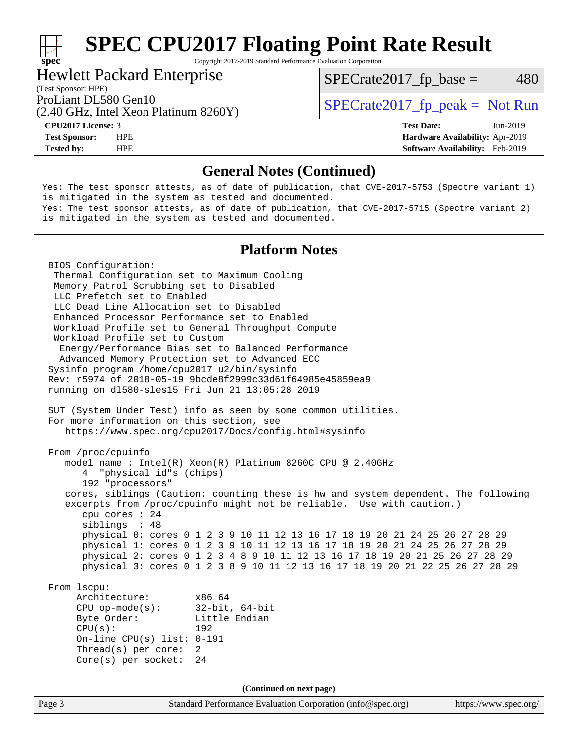# SPEC CPU2017 Floating Point Rate Result

Copyright 2017-2019 Standard Performance Evaluation Corporation

**Hewlett Packard Enterprise**
(Test Sponsor: HPE)
ProLiant DL580 Gen10
(2.40 GHz, Intel Xeon Platinum 8260Y)

SPECrate2017_fp_base = 480

SPECrate2017_fp_peak = Not Run

| | | | |
|---|---|---|---|
| **CPU2017 License:** | 3 | **Test Date:** | Jun-2019 |
| **Test Sponsor:** | HPE | **Hardware Availability:** | Apr-2019 |
| **Tested by:** | HPE | **Software Availability:** | Feb-2019 |

## General Notes (Continued)

```
Yes: The test sponsor attests, as of date of publication, that CVE-2017-5753 (Spectre variant 1)
is mitigated in the system as tested and documented.
Yes: The test sponsor attests, as of date of publication, that CVE-2017-5715 (Spectre variant 2)
is mitigated in the system as tested and documented.
```

## Platform Notes

```
BIOS Configuration:
 Thermal Configuration set to Maximum Cooling
 Memory Patrol Scrubbing set to Disabled
 LLC Prefetch set to Enabled
 LLC Dead Line Allocation set to Disabled
 Enhanced Processor Performance set to Enabled
 Workload Profile set to General Throughput Compute
 Workload Profile set to Custom
  Energy/Performance Bias set to Balanced Performance
  Advanced Memory Protection set to Advanced ECC
Sysinfo program /home/cpu2017_u2/bin/sysinfo
Rev: r5974 of 2018-05-19 9bcde8f2999c33d61f64985e45859ea9
running on dl580-sles15 Fri Jun 21 13:05:28 2019

SUT (System Under Test) info as seen by some common utilities.
For more information on this section, see
   https://www.spec.org/cpu2017/Docs/config.html#sysinfo

From /proc/cpuinfo
   model name : Intel(R) Xeon(R) Platinum 8260C CPU @ 2.40GHz
      4  "physical id"s (chips)
      192 "processors"
   cores, siblings (Caution: counting these is hw and system dependent. The following
   excerpts from /proc/cpuinfo might not be reliable.  Use with caution.)
      cpu cores : 24
      siblings  : 48
      physical 0: cores 0 1 2 3 9 10 11 12 13 16 17 18 19 20 21 24 25 26 27 28 29
      physical 1: cores 0 1 2 3 9 10 11 12 13 16 17 18 19 20 21 24 25 26 27 28 29
      physical 2: cores 0 1 2 3 4 8 9 10 11 12 13 16 17 18 19 20 21 25 26 27 28 29
      physical 3: cores 0 1 2 3 8 9 10 11 12 13 16 17 18 19 20 21 22 25 26 27 28 29

From lscpu:
     Architecture:        x86_64
     CPU op-mode(s):      32-bit, 64-bit
     Byte Order:          Little Endian
     CPU(s):              192
     On-line CPU(s) list: 0-191
     Thread(s) per core:  2
     Core(s) per socket:  24
```

**(Continued on next page)**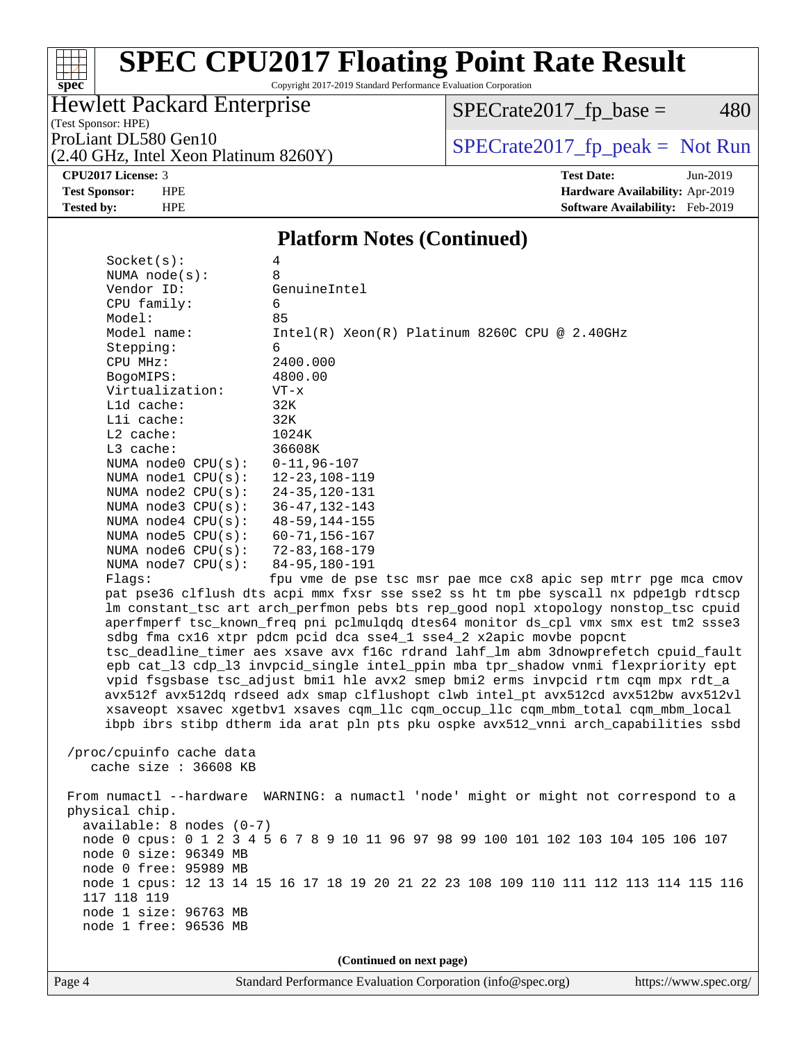# SPEC CPU2017 Floating Point Rate Result

Copyright 2017-2019 Standard Performance Evaluation Corporation

**Hewlett Packard Enterprise**
(Test Sponsor: HPE)
ProLiant DL580 Gen10
(2.40 GHz, Intel Xeon Platinum 8260Y)

SPECrate2017_fp_base = 480

SPECrate2017_fp_peak = Not Run

**CPU2017 License:** 3
**Test Sponsor:** HPE
**Tested by:** HPE

**Test Date:** Jun-2019
**Hardware Availability:** Apr-2019
**Software Availability:** Feb-2019

## Platform Notes (Continued)

```
    Socket(s):             4
    NUMA node(s):          8
    Vendor ID:             GenuineIntel
    CPU family:            6
    Model:                 85
    Model name:            Intel(R) Xeon(R) Platinum 8260C CPU @ 2.40GHz
    Stepping:              6
    CPU MHz:               2400.000
    BogoMIPS:              4800.00
    Virtualization:        VT-x
    L1d cache:             32K
    L1i cache:             32K
    L2 cache:              1024K
    L3 cache:              36608K
    NUMA node0 CPU(s):     0-11,96-107
    NUMA node1 CPU(s):     12-23,108-119
    NUMA node2 CPU(s):     24-35,120-131
    NUMA node3 CPU(s):     36-47,132-143
    NUMA node4 CPU(s):     48-59,144-155
    NUMA node5 CPU(s):     60-71,156-167
    NUMA node6 CPU(s):     72-83,168-179
    NUMA node7 CPU(s):     84-95,180-191
    Flags:                 fpu vme de pse tsc msr pae mce cx8 apic sep mtrr pge mca cmov
    pat pse36 clflush dts acpi mmx fxsr sse sse2 ss ht tm pbe syscall nx pdpe1gb rdtscp
    lm constant_tsc art arch_perfmon pebs bts rep_good nopl xtopology nonstop_tsc cpuid
    aperfmperf tsc_known_freq pni pclmulqdq dtes64 monitor ds_cpl vmx smx est tm2 ssse3
    sdbg fma cx16 xtpr pdcm pcid dca sse4_1 sse4_2 x2apic movbe popcnt
    tsc_deadline_timer aes xsave avx f16c rdrand lahf_lm abm 3dnowprefetch cpuid_fault
    epb cat_l3 cdp_l3 invpcid_single intel_ppin mba tpr_shadow vnmi flexpriority ept
    vpid fsgsbase tsc_adjust bmi1 hle avx2 smep bmi2 erms invpcid rtm cqm mpx rdt_a
    avx512f avx512dq rdseed adx smap clflushopt clwb intel_pt avx512cd avx512bw avx512vl
    xsaveopt xsavec xgetbv1 xsaves cqm_llc cqm_occup_llc cqm_mbm_total cqm_mbm_local
    ibpb ibrs stibp dtherm ida arat pln pts pku ospke avx512_vnni arch_capabilities ssbd

 /proc/cpuinfo cache data
    cache size : 36608 KB

 From numactl --hardware  WARNING: a numactl 'node' might or might not correspond to a
 physical chip.
   available: 8 nodes (0-7)
   node 0 cpus: 0 1 2 3 4 5 6 7 8 9 10 11 96 97 98 99 100 101 102 103 104 105 106 107
   node 0 size: 96349 MB
   node 0 free: 95989 MB
   node 1 cpus: 12 13 14 15 16 17 18 19 20 21 22 23 108 109 110 111 112 113 114 115 116
   117 118 119
   node 1 size: 96763 MB
   node 1 free: 96536 MB
```

**(Continued on next page)**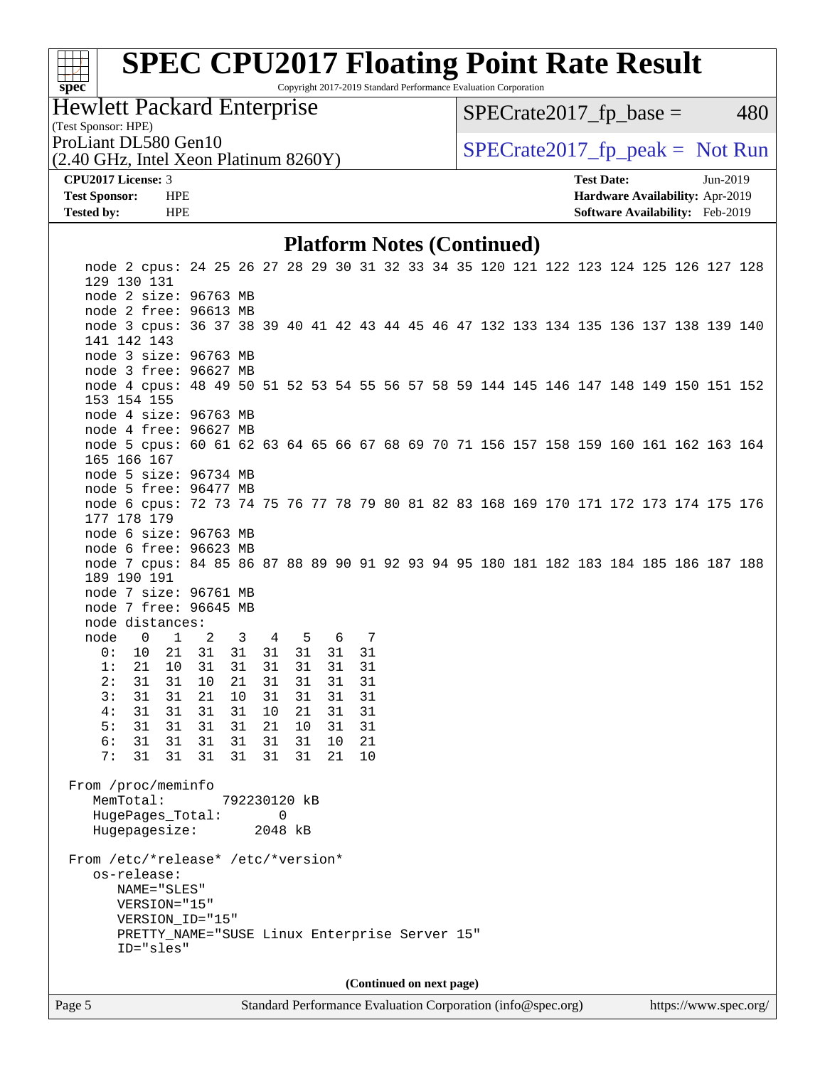# SPEC CPU2017 Floating Point Rate Result

Copyright 2017-2019 Standard Performance Evaluation Corporation

**Hewlett Packard Enterprise**
(Test Sponsor: HPE)
ProLiant DL580 Gen10
(2.40 GHz, Intel Xeon Platinum 8260Y)

SPECrate2017_fp_base = 480
SPECrate2017_fp_peak = Not Run

**CPU2017 License:** 3
**Test Sponsor:** HPE
**Tested by:** HPE

**Test Date:** Jun-2019
**Hardware Availability:** Apr-2019
**Software Availability:** Feb-2019

## Platform Notes (Continued)

```
    node 2 cpus: 24 25 26 27 28 29 30 31 32 33 34 35 120 121 122 123 124 125 126 127 128
    129 130 131
    node 2 size: 96763 MB
    node 2 free: 96613 MB
    node 3 cpus: 36 37 38 39 40 41 42 43 44 45 46 47 132 133 134 135 136 137 138 139 140
    141 142 143
    node 3 size: 96763 MB
    node 3 free: 96627 MB
    node 4 cpus: 48 49 50 51 52 53 54 55 56 57 58 59 144 145 146 147 148 149 150 151 152
    153 154 155
    node 4 size: 96763 MB
    node 4 free: 96627 MB
    node 5 cpus: 60 61 62 63 64 65 66 67 68 69 70 71 156 157 158 159 160 161 162 163 164
    165 166 167
    node 5 size: 96734 MB
    node 5 free: 96477 MB
    node 6 cpus: 72 73 74 75 76 77 78 79 80 81 82 83 168 169 170 171 172 173 174 175 176
    177 178 179
    node 6 size: 96763 MB
    node 6 free: 96623 MB
    node 7 cpus: 84 85 86 87 88 89 90 91 92 93 94 95 180 181 182 183 184 185 186 187 188
    189 190 191
    node 7 size: 96761 MB
    node 7 free: 96645 MB
    node distances:
    node   0   1   2   3   4   5   6   7
      0:  10  21  31  31  31  31  31  31
      1:  21  10  31  31  31  31  31  31
      2:  31  31  10  21  31  31  31  31
      3:  31  31  21  10  31  31  31  31
      4:  31  31  31  31  10  21  31  31
      5:  31  31  31  31  21  10  31  31
      6:  31  31  31  31  31  31  10  21
      7:  31  31  31  31  31  31  21  10

 From /proc/meminfo
    MemTotal:       792230120 kB
    HugePages_Total:       0
    Hugepagesize:       2048 kB

 From /etc/*release* /etc/*version*
    os-release:
       NAME="SLES"
       VERSION="15"
       VERSION_ID="15"
       PRETTY_NAME="SUSE Linux Enterprise Server 15"
       ID="sles"
```

**(Continued on next page)**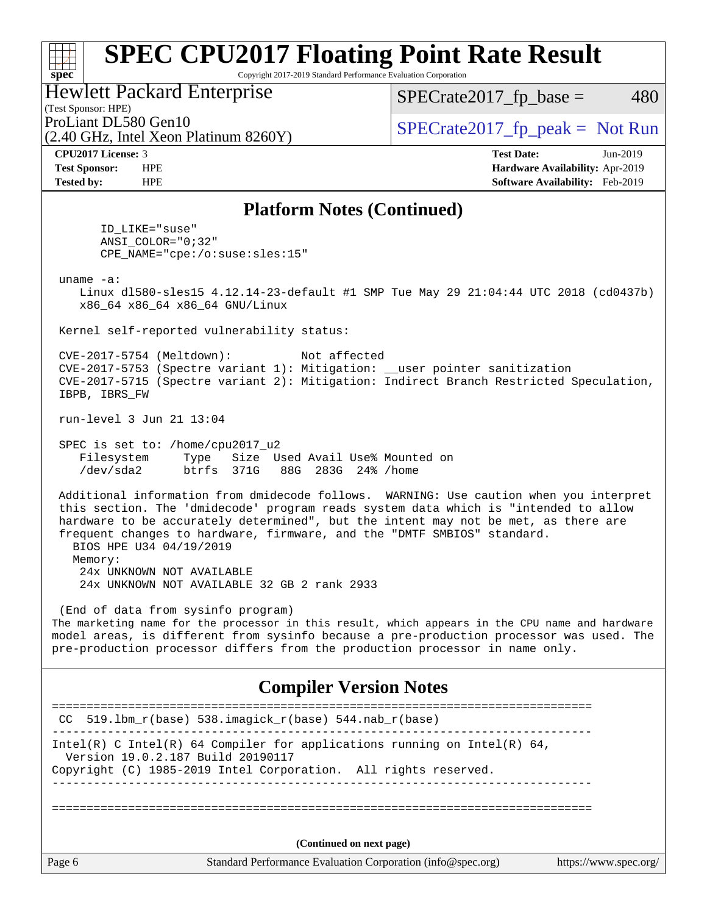# SPEC CPU2017 Floating Point Rate Result

Copyright 2017-2019 Standard Performance Evaluation Corporation

**Hewlett Packard Enterprise**
(Test Sponsor: HPE)
ProLiant DL580 Gen10
(2.40 GHz, Intel Xeon Platinum 8260Y)

SPECrate2017_fp_base = 480

SPECrate2017_fp_peak = Not Run

| | | | |
|---|---|---|---|
| **CPU2017 License:** | 3 | **Test Date:** | Jun-2019 |
| **Test Sponsor:** | HPE | **Hardware Availability:** | Apr-2019 |
| **Tested by:** | HPE | **Software Availability:** | Feb-2019 |

## Platform Notes (Continued)

```
      ID_LIKE="suse"
      ANSI_COLOR="0;32"
      CPE_NAME="cpe:/o:suse:sles:15"

 uname -a:
    Linux dl580-sles15 4.12.14-23-default #1 SMP Tue May 29 21:04:44 UTC 2018 (cd0437b)
    x86_64 x86_64 x86_64 GNU/Linux

 Kernel self-reported vulnerability status:

 CVE-2017-5754 (Meltdown):          Not affected
 CVE-2017-5753 (Spectre variant 1): Mitigation: __user pointer sanitization
 CVE-2017-5715 (Spectre variant 2): Mitigation: Indirect Branch Restricted Speculation,
 IBPB, IBRS_FW

 run-level 3 Jun 21 13:04

 SPEC is set to: /home/cpu2017_u2
    Filesystem     Type   Size  Used Avail Use% Mounted on
    /dev/sda2      btrfs  371G   88G  283G  24% /home

 Additional information from dmidecode follows.  WARNING: Use caution when you interpret
 this section. The 'dmidecode' program reads system data which is "intended to allow
 hardware to be accurately determined", but the intent may not be met, as there are
 frequent changes to hardware, firmware, and the "DMTF SMBIOS" standard.
   BIOS HPE U34 04/19/2019
   Memory:
     24x UNKNOWN NOT AVAILABLE
     24x UNKNOWN NOT AVAILABLE 32 GB 2 rank 2933

 (End of data from sysinfo program)
```

The marketing name for the processor in this result, which appears in the CPU name and hardware model areas, is different from sysinfo because a pre-production processor was used. The pre-production processor differs from the production processor in name only.

## Compiler Version Notes

```
==============================================================================
 CC  519.lbm_r(base) 538.imagick_r(base) 544.nab_r(base)
------------------------------------------------------------------------------
Intel(R) C Intel(R) 64 Compiler for applications running on Intel(R) 64,
  Version 19.0.2.187 Build 20190117
Copyright (C) 1985-2019 Intel Corporation.  All rights reserved.
------------------------------------------------------------------------------

==============================================================================
```

(Continued on next page)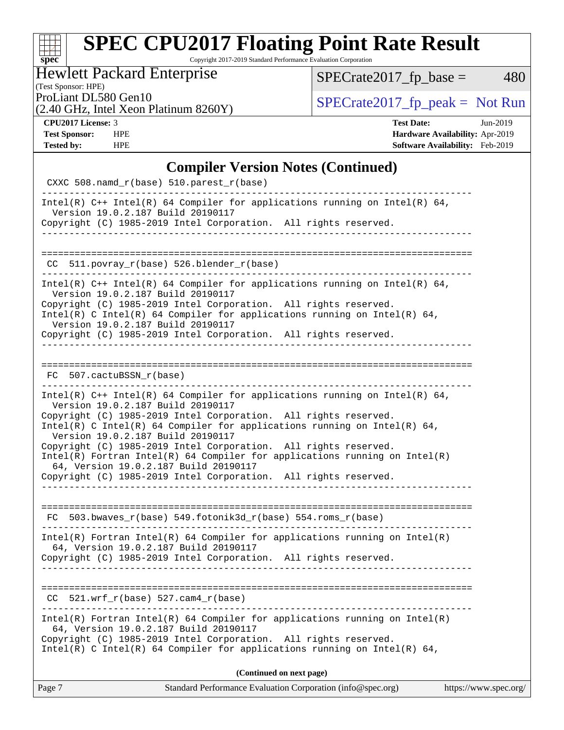## Compiler Version Notes (Continued)

```
 CXXC 508.namd_r(base) 510.parest_r(base)
------------------------------------------------------------------------------
Intel(R) C++ Intel(R) 64 Compiler for applications running on Intel(R) 64,
  Version 19.0.2.187 Build 20190117
Copyright (C) 1985-2019 Intel Corporation.  All rights reserved.
------------------------------------------------------------------------------

==============================================================================
 CC  511.povray_r(base) 526.blender_r(base)
------------------------------------------------------------------------------
Intel(R) C++ Intel(R) 64 Compiler for applications running on Intel(R) 64,
  Version 19.0.2.187 Build 20190117
Copyright (C) 1985-2019 Intel Corporation.  All rights reserved.
Intel(R) C Intel(R) 64 Compiler for applications running on Intel(R) 64,
  Version 19.0.2.187 Build 20190117
Copyright (C) 1985-2019 Intel Corporation.  All rights reserved.
------------------------------------------------------------------------------

==============================================================================
 FC  507.cactuBSSN_r(base)
------------------------------------------------------------------------------
Intel(R) C++ Intel(R) 64 Compiler for applications running on Intel(R) 64,
  Version 19.0.2.187 Build 20190117
Copyright (C) 1985-2019 Intel Corporation.  All rights reserved.
Intel(R) C Intel(R) 64 Compiler for applications running on Intel(R) 64,
  Version 19.0.2.187 Build 20190117
Copyright (C) 1985-2019 Intel Corporation.  All rights reserved.
Intel(R) Fortran Intel(R) 64 Compiler for applications running on Intel(R)
  64, Version 19.0.2.187 Build 20190117
Copyright (C) 1985-2019 Intel Corporation.  All rights reserved.
------------------------------------------------------------------------------

==============================================================================
 FC  503.bwaves_r(base) 549.fotonik3d_r(base) 554.roms_r(base)
------------------------------------------------------------------------------
Intel(R) Fortran Intel(R) 64 Compiler for applications running on Intel(R)
  64, Version 19.0.2.187 Build 20190117
Copyright (C) 1985-2019 Intel Corporation.  All rights reserved.
------------------------------------------------------------------------------

==============================================================================
 CC  521.wrf_r(base) 527.cam4_r(base)
------------------------------------------------------------------------------
Intel(R) Fortran Intel(R) 64 Compiler for applications running on Intel(R)
  64, Version 19.0.2.187 Build 20190117
Copyright (C) 1985-2019 Intel Corporation.  All rights reserved.
Intel(R) C Intel(R) 64 Compiler for applications running on Intel(R) 64,
```

**(Continued on next page)**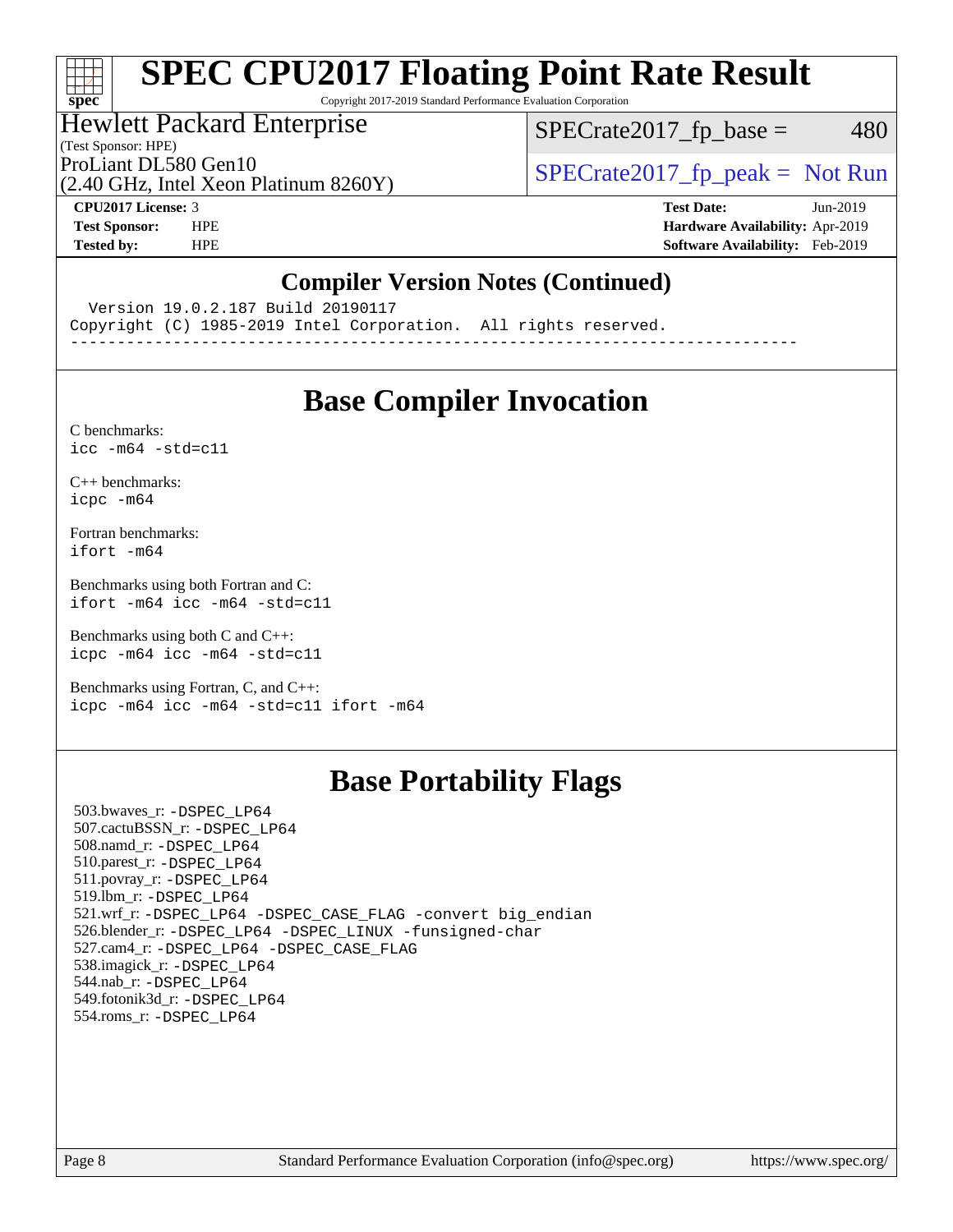## Compiler Version Notes (Continued)

```
  Version 19.0.2.187 Build 20190117
Copyright (C) 1985-2019 Intel Corporation.  All rights reserved.
------------------------------------------------------------------------------
```

# Base Compiler Invocation

C benchmarks:
`icc -m64 -std=c11`

C++ benchmarks:
`icpc -m64`

Fortran benchmarks:
`ifort -m64`

Benchmarks using both Fortran and C:
`ifort -m64 icc -m64 -std=c11`

Benchmarks using both C and C++:
`icpc -m64 icc -m64 -std=c11`

Benchmarks using Fortran, C, and C++:
`icpc -m64 icc -m64 -std=c11 ifort -m64`

# Base Portability Flags

503.bwaves_r: `-DSPEC_LP64`
507.cactuBSSN_r: `-DSPEC_LP64`
508.namd_r: `-DSPEC_LP64`
510.parest_r: `-DSPEC_LP64`
511.povray_r: `-DSPEC_LP64`
519.lbm_r: `-DSPEC_LP64`
521.wrf_r: `-DSPEC_LP64 -DSPEC_CASE_FLAG -convert big_endian`
526.blender_r: `-DSPEC_LP64 -DSPEC_LINUX -funsigned-char`
527.cam4_r: `-DSPEC_LP64 -DSPEC_CASE_FLAG`
538.imagick_r: `-DSPEC_LP64`
544.nab_r: `-DSPEC_LP64`
549.fotonik3d_r: `-DSPEC_LP64`
554.roms_r: `-DSPEC_LP64`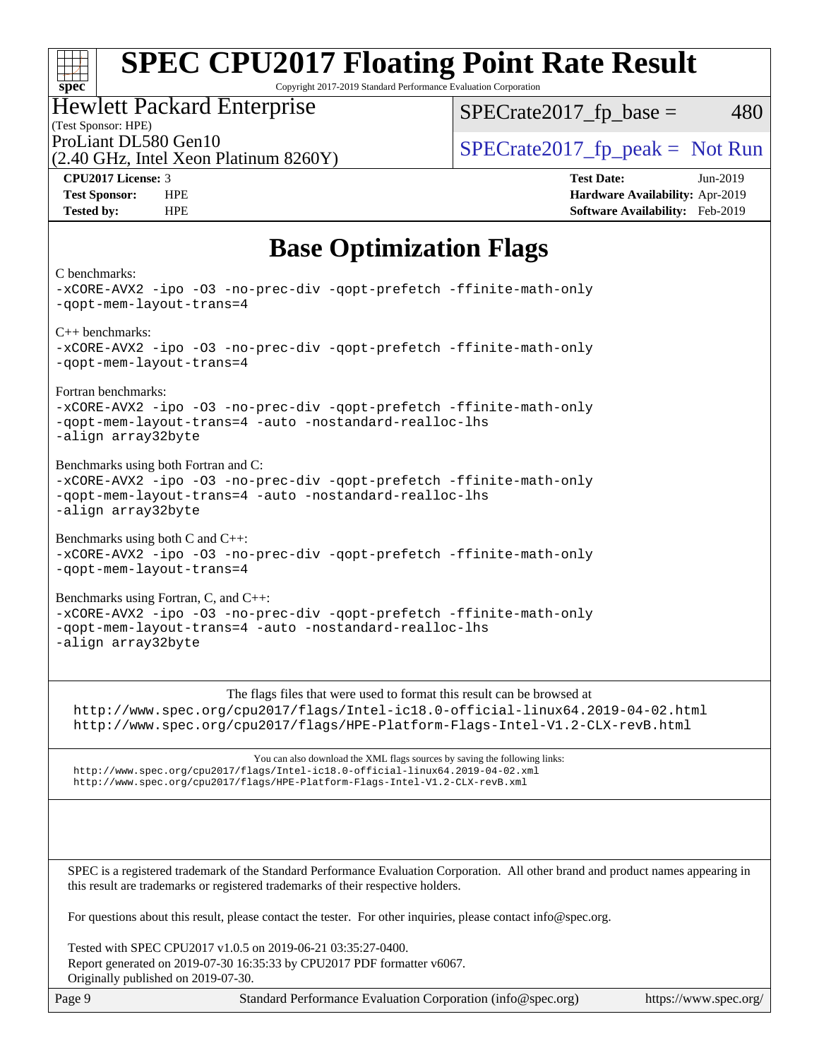# SPEC CPU2017 Floating Point Rate Result

Copyright 2017-2019 Standard Performance Evaluation Corporation

Hewlett Packard Enterprise
(Test Sponsor: HPE)
ProLiant DL580 Gen10
(2.40 GHz, Intel Xeon Platinum 8260Y)

SPECrate2017_fp_base = 480

SPECrate2017_fp_peak = Not Run

**CPU2017 License:** 3
**Test Sponsor:** HPE
**Tested by:** HPE

**Test Date:** Jun-2019
**Hardware Availability:** Apr-2019
**Software Availability:** Feb-2019

## Base Optimization Flags

C benchmarks:

```
-xCORE-AVX2 -ipo -O3 -no-prec-div -qopt-prefetch -ffinite-math-only
-qopt-mem-layout-trans=4
```

C++ benchmarks:

```
-xCORE-AVX2 -ipo -O3 -no-prec-div -qopt-prefetch -ffinite-math-only
-qopt-mem-layout-trans=4
```

Fortran benchmarks:

```
-xCORE-AVX2 -ipo -O3 -no-prec-div -qopt-prefetch -ffinite-math-only
-qopt-mem-layout-trans=4 -auto -nostandard-realloc-lhs
-align array32byte
```

Benchmarks using both Fortran and C:

```
-xCORE-AVX2 -ipo -O3 -no-prec-div -qopt-prefetch -ffinite-math-only
-qopt-mem-layout-trans=4 -auto -nostandard-realloc-lhs
-align array32byte
```

Benchmarks using both C and C++:

```
-xCORE-AVX2 -ipo -O3 -no-prec-div -qopt-prefetch -ffinite-math-only
-qopt-mem-layout-trans=4
```

Benchmarks using Fortran, C, and C++:

```
-xCORE-AVX2 -ipo -O3 -no-prec-div -qopt-prefetch -ffinite-math-only
-qopt-mem-layout-trans=4 -auto -nostandard-realloc-lhs
-align array32byte
```

The flags files that were used to format this result can be browsed at
http://www.spec.org/cpu2017/flags/Intel-ic18.0-official-linux64.2019-04-02.html
http://www.spec.org/cpu2017/flags/HPE-Platform-Flags-Intel-V1.2-CLX-revB.html

You can also download the XML flags sources by saving the following links:
http://www.spec.org/cpu2017/flags/Intel-ic18.0-official-linux64.2019-04-02.xml
http://www.spec.org/cpu2017/flags/HPE-Platform-Flags-Intel-V1.2-CLX-revB.xml

SPEC is a registered trademark of the Standard Performance Evaluation Corporation. All other brand and product names appearing in this result are trademarks or registered trademarks of their respective holders.

For questions about this result, please contact the tester. For other inquiries, please contact info@spec.org.

Tested with SPEC CPU2017 v1.0.5 on 2019-06-21 03:35:27-0400.
Report generated on 2019-07-30 16:35:33 by CPU2017 PDF formatter v6067.
Originally published on 2019-07-30.